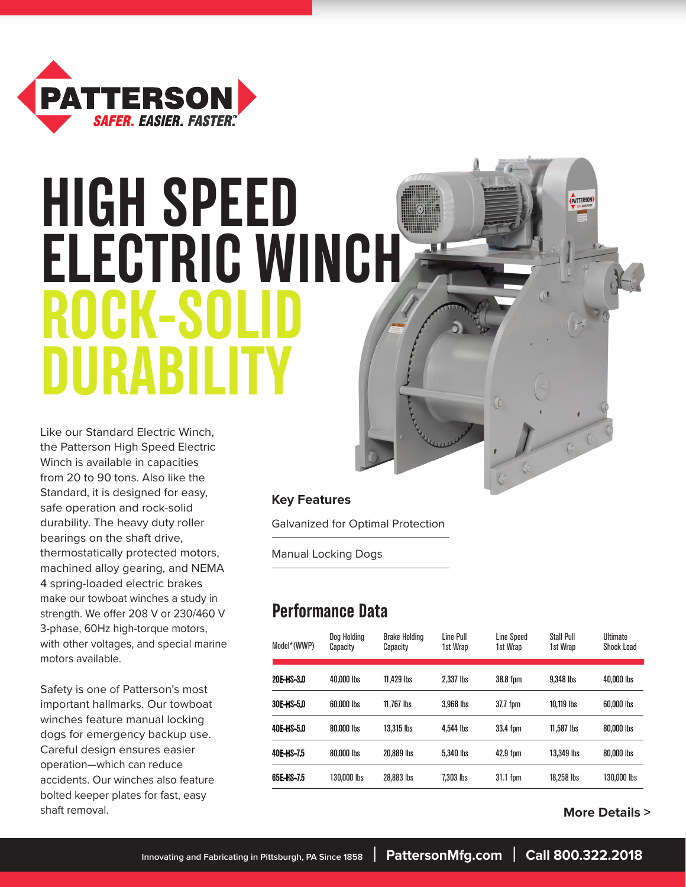PATTERSON

SAFER. EASIER. FASTER.™

# HIGH SPEED ELECTRIC WINCH

# ROCK-SOLID DURABILITY

Like our Standard Electric Winch, the Patterson High Speed Electric Winch is available in capacities from 20 to 90 tons. Also like the Standard, it is designed for easy, safe operation and rock-solid durability. The heavy duty roller bearings on the shaft drive, thermostatically protected motors, machined alloy gearing, and NEMA 4 spring-loaded electric brakes make our towboat winches a study in strength. We offer 208 V or 230/460 V 3-phase, 60Hz high-torque motors, with other voltages, and special marine motors available.

Safety is one of Patterson's most important hallmarks. Our towboat winches feature manual locking dogs for emergency backup use. Careful design ensures easier operation—which can reduce accidents. Our winches also feature bolted keeper plates for fast, easy shaft removal.

**Key Features**

Galvanized for Optimal Protection

Manual Locking Dogs

## Performance Data

| Model*(WWP) | Dog Holding Capacity | Brake Holding Capacity | Line Pull 1st Wrap | Line Speed 1st Wrap | Stall Pull 1st Wrap | Ultimate Shock Load |
|---|---|---|---|---|---|---|
| 20E-HS-3.0 | 40,000 lbs | 11,429 lbs | 2,337 lbs | 38.8 fpm | 9,348 lbs | 40,000 lbs |
| 30E-HS-5.0 | 60,000 lbs | 11,767 lbs | 3,968 lbs | 37.7 fpm | 10,119 lbs | 60,000 lbs |
| 40E-HS-5.0 | 80,000 lbs | 13,315 lbs | 4,544 lbs | 33.4 fpm | 11,587 lbs | 80,000 lbs |
| 40E-HS-7.5 | 80,000 lbs | 20,889 lbs | 5,340 lbs | 42.9 fpm | 13,349 lbs | 80,000 lbs |
| 65E-HS-7.5 | 130,000 lbs | 28,883 lbs | 7,303 lbs | 31.1 fpm | 18,258 lbs | 130,000 lbs |

**More Details >**

Innovating and Fabricating in Pittsburgh, PA Since 1858 | PattersonMfg.com | Call 800.322.2018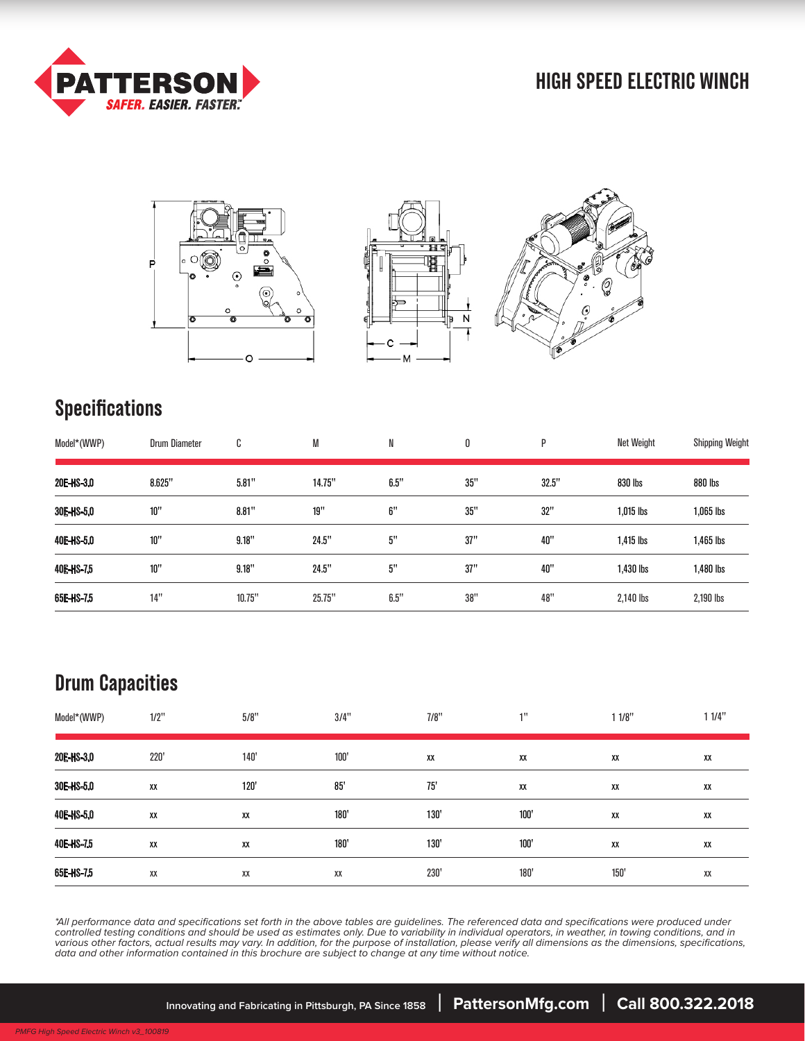# HIGH SPEED ELECTRIC WINCH

P

O

C

M

N

## Specifications

| Model*(WWP) | Drum Diameter | C | M | N | O | P | Net Weight | Shipping Weight |
|---|---|---|---|---|---|---|---|---|
| 20E-HS-3.0 | 8.625" | 5.81" | 14.75" | 6.5" | 35" | 32.5" | 830 lbs | 880 lbs |
| 30E-HS-5.0 | 10" | 8.81" | 19" | 6" | 35" | 32" | 1,015 lbs | 1,065 lbs |
| 40E-HS-5.0 | 10" | 9.18" | 24.5" | 5" | 37" | 40" | 1,415 lbs | 1,465 lbs |
| 40E-HS-7.5 | 10" | 9.18" | 24.5" | 5" | 37" | 40" | 1,430 lbs | 1,480 lbs |
| 65E-HS-7.5 | 14" | 10.75" | 25.75" | 6.5" | 38" | 48" | 2,140 lbs | 2,190 lbs |

## Drum Capacities

| Model*(WWP) | 1/2" | 5/8" | 3/4" | 7/8" | 1" | 1 1/8" | 1 1/4" |
|---|---|---|---|---|---|---|---|
| 20E-HS-3.0 | 220' | 140' | 100' | xx | xx | xx | xx |
| 30E-HS-5.0 | xx | 120' | 85' | 75' | xx | xx | xx |
| 40E-HS-5.0 | xx | xx | 180' | 130' | 100' | xx | xx |
| 40E-HS-7.5 | xx | xx | 180' | 130' | 100' | xx | xx |
| 65E-HS-7.5 | xx | xx | xx | 230' | 180' | 150' | xx |

*\*All performance data and specifications set forth in the above tables are guidelines. The referenced data and specifications were produced under controlled testing conditions and should be used as estimates only. Due to variability in individual operators, in weather, in towing conditions, and in various other factors, actual results may vary. In addition, for the purpose of installation, please verify all dimensions as the dimensions, specifications, data and other information contained in this brochure are subject to change at any time without notice.*

Innovating and Fabricating in Pittsburgh, PA Since 1858 | **PattersonMfg.com** | **Call 800.322.2018**

*PMFG High Speed Electric Winch v3_100819*